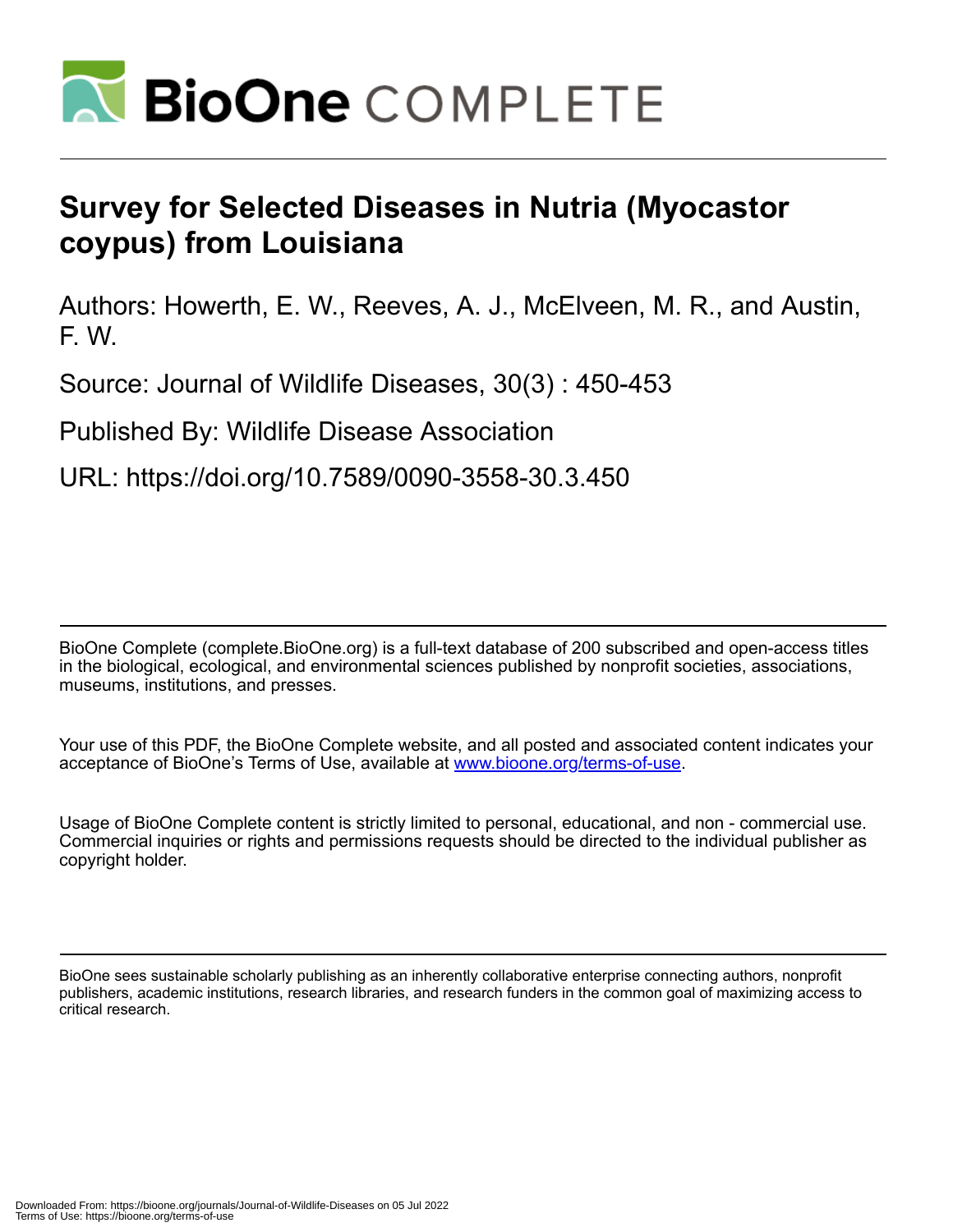# Survey for Selected Diseases in Nutria (Myocastor coypus) from Louisiana

Authors: Howerth, E. W., Reeves, A. J., McElveen, M. R., and Austin, F. W.

Source: Journal of Wildlife Diseases, 30(3) : 450-453

Published By: Wildlife Disease Association

URL: https://doi.org/10.7589/0090-3558-30.3.450

BioOne Complete (complete.BioOne.org) is a full-text database of 200 subscribed and open-access titles in the biological, ecological, and environmental sciences published by nonprofit societies, associations, museums, institutions, and presses.

Your use of this PDF, the BioOne Complete website, and all posted and associated content indicates your acceptance of BioOne's Terms of Use, available at www.bioone.org/terms-of-use.

Usage of BioOne Complete content is strictly limited to personal, educational, and non - commercial use. Commercial inquiries or rights and permissions requests should be directed to the individual publisher as copyright holder.

BioOne sees sustainable scholarly publishing as an inherently collaborative enterprise connecting authors, nonprofit publishers, academic institutions, research libraries, and research funders in the common goal of maximizing access to critical research.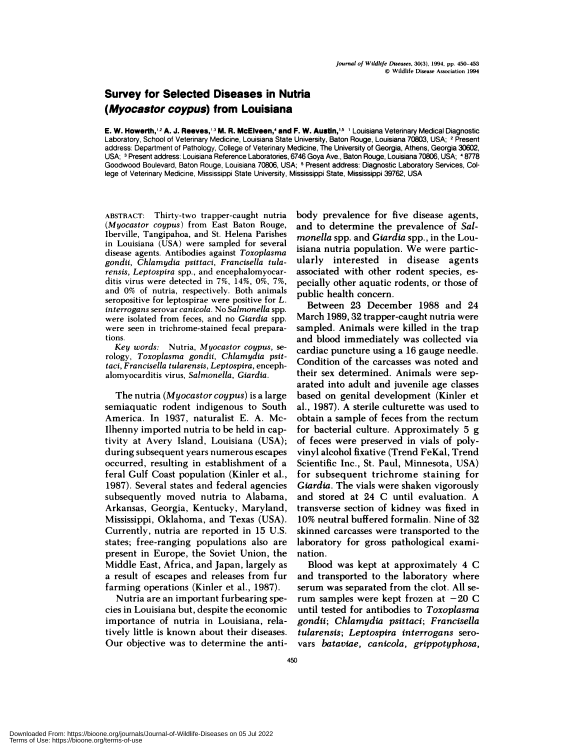# Survey for Selected Diseases in Nutria (*Myocastor coypus*) from Louisiana

**E. W. Howerth,**[1,2] **A. J. Reeves,**[1,3] **M. R. McElveen,**[4] **and F. W. Austin,**[1,5] [1] Louisiana Veterinary Medical Diagnostic Laboratory, School of Veterinary Medicine, Louisiana State University, Baton Rouge, Louisiana 70803, USA; [2] Present address: Department of Pathology, College of Veterinary Medicine, The University of Georgia, Athens, Georgia 30602, USA; [3] Present address: Louisiana Reference Laboratories, 6746 Goya Ave., Baton Rouge, Louisiana 70806, USA; [4] 8778 Goodwood Boulevard, Baton Rouge, Louisiana 70806, USA; [5] Present address: Diagnostic Laboratory Services, College of Veterinary Medicine, Mississippi State University, Mississippi State, Mississippi 39762, USA

ABSTRACT: Thirty-two trapper-caught nutria (*Myocastor coypus*) from East Baton Rouge, Iberville, Tangipahoa, and St. Helena Parishes in Louisiana (USA) were sampled for several disease agents. Antibodies against *Toxoplasma gondii*, *Chlamydia psittaci*, *Francisella tularensis*, *Leptospira* spp., and encephalomyocarditis virus were detected in 7%, 14%, 0%, 7%, and 0% of nutria, respectively. Both animals seropositive for leptospirae were positive for *L. interrogans* serovar *canicola*. No *Salmonella* spp. were isolated from feces, and no *Giardia* spp. were seen in trichrome-stained fecal preparations.

*Key words:* Nutria, *Myocastor coypus*, serology, *Toxoplasma gondii*, *Chlamydia psittaci*, *Francisella tularensis*, *Leptospira*, encephalomyocarditis virus, *Salmonella*, *Giardia*.

The nutria (*Myocastor coypus*) is a large semiaquatic rodent indigenous to South America. In 1937, naturalist E. A. McIlhenny imported nutria to be held in captivity at Avery Island, Louisiana (USA); during subsequent years numerous escapes occurred, resulting in establishment of a feral Gulf Coast population (Kinler et al., 1987). Several states and federal agencies subsequently moved nutria to Alabama, Arkansas, Georgia, Kentucky, Maryland, Mississippi, Oklahoma, and Texas (USA). Currently, nutria are reported in 15 U.S. states; free-ranging populations also are present in Europe, the Soviet Union, the Middle East, Africa, and Japan, largely as a result of escapes and releases from fur farming operations (Kinler et al., 1987).

Nutria are an important furbearing species in Louisiana but, despite the economic importance of nutria in Louisiana, relatively little is known about their diseases. Our objective was to determine the antibody prevalence for five disease agents, and to determine the prevalence of *Salmonella* spp. and *Giardia* spp., in the Louisiana nutria population. We were particularly interested in disease agents associated with other rodent species, especially other aquatic rodents, or those of public health concern.

Between 23 December 1988 and 24 March 1989, 32 trapper-caught nutria were sampled. Animals were killed in the trap and blood immediately was collected via cardiac puncture using a 16 gauge needle. Condition of the carcasses was noted and their sex determined. Animals were separated into adult and juvenile age classes based on genital development (Kinler et al., 1987). A sterile culturette was used to obtain a sample of feces from the rectum for bacterial culture. Approximately 5 g of feces were preserved in vials of polyvinyl alcohol fixative (Trend FeKal, Trend Scientific Inc., St. Paul, Minnesota, USA) for subsequent trichrome staining for *Giardia*. The vials were shaken vigorously and stored at 24 C until evaluation. A transverse section of kidney was fixed in 10% neutral buffered formalin. Nine of 32 skinned carcasses were transported to the laboratory for gross pathological examination.

Blood was kept at approximately 4 C and transported to the laboratory where serum was separated from the clot. All serum samples were kept frozen at −20 C until tested for antibodies to *Toxoplasma gondii*; *Chlamydia psittaci*; *Francisella tularensis*; *Leptospira interrogans* serovars *bataviae*, *canicola*, *grippotyphosa*,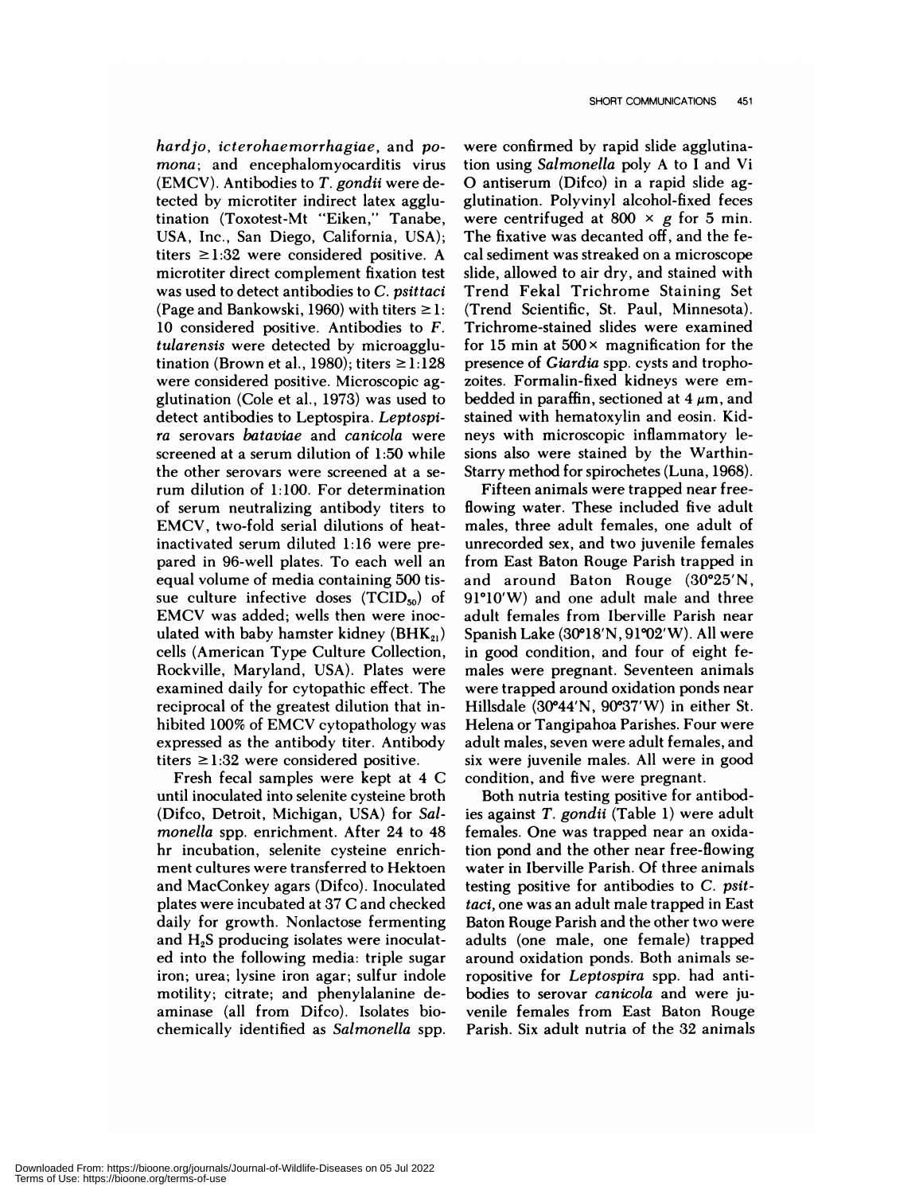*hardjo*, *icterohaemorrhagiae*, and *pomona*; and encephalomyocarditis virus (EMCV). Antibodies to *T. gondii* were detected by microtiter indirect latex agglutination (Toxotest-Mt "Eiken," Tanabe, USA, Inc., San Diego, California, USA); titers ≥1:32 were considered positive. A microtiter direct complement fixation test was used to detect antibodies to *C. psittaci* (Page and Bankowski, 1960) with titers ≥1:10 considered positive. Antibodies to *F. tularensis* were detected by microagglutination (Brown et al., 1980); titers ≥1:128 were considered positive. Microscopic agglutination (Cole et al., 1973) was used to detect antibodies to Leptospira. *Leptospira* serovars *bataviae* and *canicola* were screened at a serum dilution of 1:50 while the other serovars were screened at a serum dilution of 1:100. For determination of serum neutralizing antibody titers to EMCV, two-fold serial dilutions of heat-inactivated serum diluted 1:16 were prepared in 96-well plates. To each well an equal volume of media containing 500 tissue culture infective doses ($TCID_{50}$) of EMCV was added; wells then were inoculated with baby hamster kidney ($BHK_{21}$) cells (American Type Culture Collection, Rockville, Maryland, USA). Plates were examined daily for cytopathic effect. The reciprocal of the greatest dilution that inhibited 100% of EMCV cytopathology was expressed as the antibody titer. Antibody titers ≥1:32 were considered positive.

Fresh fecal samples were kept at 4 C until inoculated into selenite cysteine broth (Difco, Detroit, Michigan, USA) for *Salmonella* spp. enrichment. After 24 to 48 hr incubation, selenite cysteine enrichment cultures were transferred to Hektoen and MacConkey agars (Difco). Inoculated plates were incubated at 37 C and checked daily for growth. Nonlactose fermenting and $H_2S$ producing isolates were inoculated into the following media: triple sugar iron; urea; lysine iron agar; sulfur indole motility; citrate; and phenylalanine deaminase (all from Difco). Isolates biochemically identified as *Salmonella* spp. were confirmed by rapid slide agglutination using *Salmonella* poly A to I and Vi O antiserum (Difco) in a rapid slide agglutination. Polyvinyl alcohol-fixed feces were centrifuged at 800 × *g* for 5 min. The fixative was decanted off, and the fecal sediment was streaked on a microscope slide, allowed to air dry, and stained with Trend Fekal Trichrome Staining Set (Trend Scientific, St. Paul, Minnesota). Trichrome-stained slides were examined for 15 min at 500× magnification for the presence of *Giardia* spp. cysts and trophozoites. Formalin-fixed kidneys were embedded in paraffin, sectioned at 4 μm, and stained with hematoxylin and eosin. Kidneys with microscopic inflammatory lesions also were stained by the Warthin-Starry method for spirochetes (Luna, 1968).

Fifteen animals were trapped near free-flowing water. These included five adult males, three adult females, one adult of unrecorded sex, and two juvenile females from East Baton Rouge Parish trapped in and around Baton Rouge (30°25'N, 91°10'W) and one adult male and three adult females from Iberville Parish near Spanish Lake (30°18'N, 91°02'W). All were in good condition, and four of eight females were pregnant. Seventeen animals were trapped around oxidation ponds near Hillsdale (30°44'N, 90°37'W) in either St. Helena or Tangipahoa Parishes. Four were adult males, seven were adult females, and six were juvenile males. All were in good condition, and five were pregnant.

Both nutria testing positive for antibodies against *T. gondii* (Table 1) were adult females. One was trapped near an oxidation pond and the other near free-flowing water in Iberville Parish. Of three animals testing positive for antibodies to *C. psittaci*, one was an adult male trapped in East Baton Rouge Parish and the other two were adults (one male, one female) trapped around oxidation ponds. Both animals seropositive for *Leptospira* spp. had antibodies to serovar *canicola* and were juvenile females from East Baton Rouge Parish. Six adult nutria of the 32 animals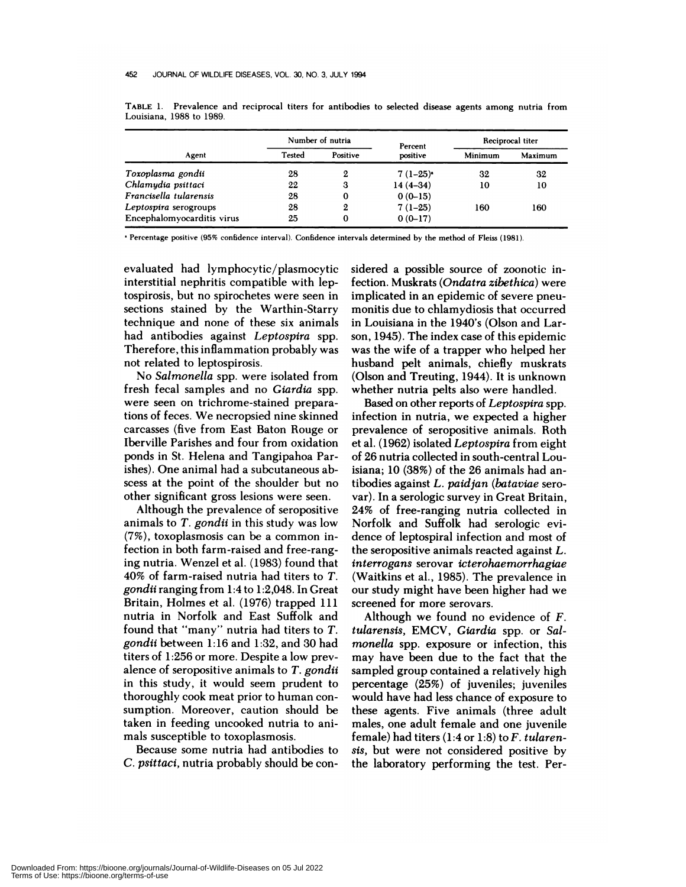TABLE 1. Prevalence and reciprocal titers for antibodies to selected disease agents among nutria from Louisiana, 1988 to 1989.

| Agent | Number of nutria | | Percent positive | Reciprocal titer | |
|---|---|---|---|---|---|
| | Tested | Positive | | Minimum | Maximum |
| *Toxoplasma gondii* | 28 | 2 | 7 (1–25)[a] | 32 | 32 |
| *Chlamydia psittaci* | 22 | 3 | 14 (4–34) | 10 | 10 |
| *Francisella tularensis* | 28 | 0 | 0 (0–15) | | |
| *Leptospira* serogroups | 28 | 2 | 7 (1–25) | 160 | 160 |
| Encephalomyocarditis virus | 25 | 0 | 0 (0–17) | | |

[a] Percentage positive (95% confidence interval). Confidence intervals determined by the method of Fleiss (1981).

evaluated had lymphocytic/plasmocytic interstitial nephritis compatible with leptospirosis, but no spirochetes were seen in sections stained by the Warthin-Starry technique and none of these six animals had antibodies against *Leptospira* spp. Therefore, this inflammation probably was not related to leptospirosis.

No *Salmonella* spp. were isolated from fresh fecal samples and no *Giardia* spp. were seen on trichrome-stained preparations of feces. We necropsied nine skinned carcasses (five from East Baton Rouge or Iberville Parishes and four from oxidation ponds in St. Helena and Tangipahoa Parishes). One animal had a subcutaneous abscess at the point of the shoulder but no other significant gross lesions were seen.

Although the prevalence of seropositive animals to *T. gondii* in this study was low (7%), toxoplasmosis can be a common infection in both farm-raised and free-ranging nutria. Wenzel et al. (1983) found that 40% of farm-raised nutria had titers to *T. gondii* ranging from 1:4 to 1:2,048. In Great Britain, Holmes et al. (1976) trapped 111 nutria in Norfolk and East Suffolk and found that "many" nutria had titers to *T. gondii* between 1:16 and 1:32, and 30 had titers of 1:256 or more. Despite a low prevalence of seropositive animals to *T. gondii* in this study, it would seem prudent to thoroughly cook meat prior to human consumption. Moreover, caution should be taken in feeding uncooked nutria to animals susceptible to toxoplasmosis.

Because some nutria had antibodies to *C. psittaci*, nutria probably should be considered a possible source of zoonotic infection. Muskrats (*Ondatra zibethica*) were implicated in an epidemic of severe pneumonitis due to chlamydiosis that occurred in Louisiana in the 1940's (Olson and Larson, 1945). The index case of this epidemic was the wife of a trapper who helped her husband pelt animals, chiefly muskrats (Olson and Treuting, 1944). It is unknown whether nutria pelts also were handled.

Based on other reports of *Leptospira* spp. infection in nutria, we expected a higher prevalence of seropositive animals. Roth et al. (1962) isolated *Leptospira* from eight of 26 nutria collected in south-central Louisiana; 10 (38%) of the 26 animals had antibodies against *L. paidjan* (*bataviae* serovar). In a serologic survey in Great Britain, 24% of free-ranging nutria collected in Norfolk and Suffolk had serologic evidence of leptospiral infection and most of the seropositive animals reacted against *L. interrogans* serovar *icterohaemorrhagiae* (Waitkins et al., 1985). The prevalence in our study might have been higher had we screened for more serovars.

Although we found no evidence of *F. tularensis*, EMCV, *Giardia* spp. or *Salmonella* spp. exposure or infection, this may have been due to the fact that the sampled group contained a relatively high percentage (25%) of juveniles; juveniles would have had less chance of exposure to these agents. Five animals (three adult males, one adult female and one juvenile female) had titers (1:4 or 1:8) to *F. tularensis*, but were not considered positive by the laboratory performing the test. Per-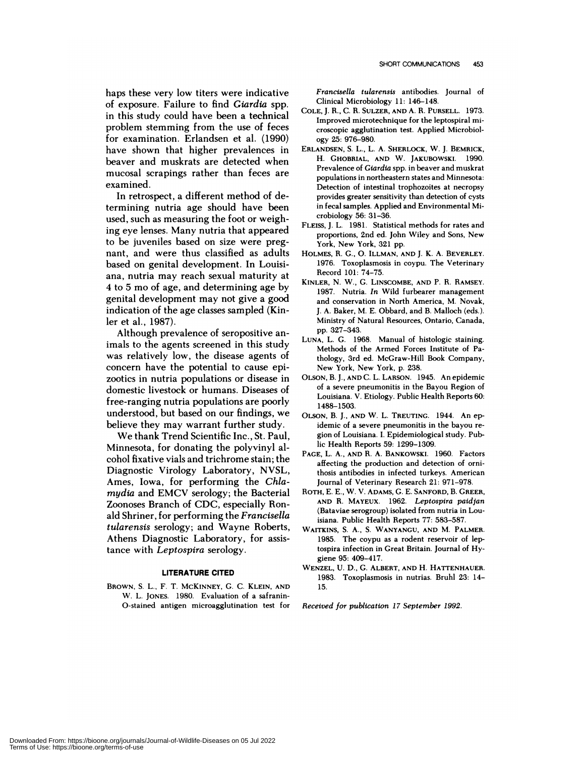haps these very low titers were indicative of exposure. Failure to find *Giardia* spp. in this study could have been a technical problem stemming from the use of feces for examination. Erlandsen et al. (1990) have shown that higher prevalences in beaver and muskrats are detected when mucosal scrapings rather than feces are examined.

In retrospect, a different method of determining nutria age should have been used, such as measuring the foot or weighing eye lenses. Many nutria that appeared to be juveniles based on size were pregnant, and were thus classified as adults based on genital development. In Louisiana, nutria may reach sexual maturity at 4 to 5 mo of age, and determining age by genital development may not give a good indication of the age classes sampled (Kinler et al., 1987).

Although prevalence of seropositive animals to the agents screened in this study was relatively low, the disease agents of concern have the potential to cause epizootics in nutria populations or disease in domestic livestock or humans. Diseases of free-ranging nutria populations are poorly understood, but based on our findings, we believe they may warrant further study.

We thank Trend Scientific Inc., St. Paul, Minnesota, for donating the polyvinyl alcohol fixative vials and trichrome stain; the Diagnostic Virology Laboratory, NVSL, Ames, Iowa, for performing the *Chlamydia* and EMCV serology; the Bacterial Zoonoses Branch of CDC, especially Ronald Shriner, for performing the *Francisella tularensis* serology; and Wayne Roberts, Athens Diagnostic Laboratory, for assistance with *Leptospira* serology.

## LITERATURE CITED

BROWN, S. L., F. T. MCKINNEY, G. C. KLEIN, AND W. L. JONES. 1980. Evaluation of a safranin-O-stained antigen microagglutination test for *Francisella tularensis* antibodies. Journal of Clinical Microbiology 11: 146–148.

COLE, J. R., C. R. SULZER, AND A. R. PURSELL. 1973. Improved microtechnique for the leptospiral microscopic agglutination test. Applied Microbiology 25: 976–980.

ERLANDSEN, S. L., L. A. SHERLOCK, W. J. BEMRICK, H. GHOBRIAL, AND W. JAKUBOWSKI. 1990. Prevalence of *Giardia* spp. in beaver and muskrat populations in northeastern states and Minnesota: Detection of intestinal trophozoites at necropsy provides greater sensitivity than detection of cysts in fecal samples. Applied and Environmental Microbiology 56: 31–36.

FLEISS, J. L. 1981. Statistical methods for rates and proportions, 2nd ed. John Wiley and Sons, New York, New York, 321 pp.

HOLMES, R. G., O. ILLMAN, AND J. K. A. BEVERLEY. 1976. Toxoplasmosis in coypu. The Veterinary Record 101: 74–75.

KINLER, N. W., G. LINSCOMBE, AND P. R. RAMSEY. 1987. Nutria. *In* Wild furbearer management and conservation in North America, M. Novak, J. A. Baker, M. E. Obbard, and B. Malloch (eds.). Ministry of Natural Resources, Ontario, Canada, pp. 327–343.

LUNA, L. G. 1968. Manual of histologic staining. Methods of the Armed Forces Institute of Pathology, 3rd ed. McGraw-Hill Book Company, New York, New York, p. 238.

OLSON, B. J., AND C. L. LARSON. 1945. An epidemic of a severe pneumonitis in the Bayou Region of Louisiana. V. Etiology. Public Health Reports 60: 1488–1503.

OLSON, B. J., AND W. L. TREUTING. 1944. An epidemic of a severe pneumonitis in the bayou region of Louisiana. I. Epidemiological study. Public Health Reports 59: 1299–1309.

PAGE, L. A., AND R. A. BANKOWSKI. 1960. Factors affecting the production and detection of ornithosis antibodies in infected turkeys. American Journal of Veterinary Research 21: 971–978.

ROTH, E. E., W. V. ADAMS, G. E. SANFORD, B. GREER, AND R. MAYEUX. 1962. *Leptospira paidjan* (Bataviae serogroup) isolated from nutria in Louisiana. Public Health Reports 77: 583–587.

WAITKINS, S. A., S. WANYANGU, AND M. PALMER. 1985. The coypu as a rodent reservoir of leptospira infection in Great Britain. Journal of Hygiene 95: 409–417.

WENZEL, U. D., G. ALBERT, AND H. HATTENHAUER. 1983. Toxoplasmosis in nutrias. Bruhl 23: 14–15.

*Received for publication 17 September 1992.*